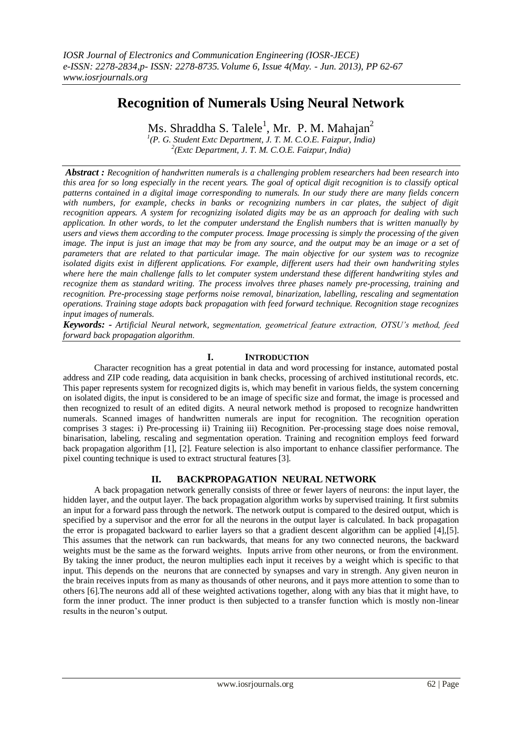# Recognition of Numerals Using Neural Network

Ms. Shraddha S. Talele[1], Mr. P. M. Mahajan[2]

[1](P. G. Student Extc Department, J. T. M. C.O.E. Faizpur, India)
[2](Extc Department, J. T. M. C.O.E. Faizpur, India)

***Abstract :*** *Recognition of handwritten numerals is a challenging problem researchers had been research into this area for so long especially in the recent years. The goal of optical digit recognition is to classify optical patterns contained in a digital image corresponding to numerals. In our study there are many fields concern with numbers, for example, checks in banks or recognizing numbers in car plates, the subject of digit recognition appears. A system for recognizing isolated digits may be as an approach for dealing with such application. In other words, to let the computer understand the English numbers that is written manually by users and views them according to the computer process. Image processing is simply the processing of the given image. The input is just an image that may be from any source, and the output may be an image or a set of parameters that are related to that particular image. The main objective for our system was to recognize isolated digits exist in different applications. For example, different users had their own handwriting styles where here the main challenge falls to let computer system understand these different handwriting styles and recognize them as standard writing. The process involves three phases namely pre-processing, training and recognition. Pre-processing stage performs noise removal, binarization, labelling, rescaling and segmentation operations. Training stage adopts back propagation with feed forward technique. Recognition stage recognizes input images of numerals.*

***Keywords: -*** *Artificial Neural network, segmentation, geometrical feature extraction, OTSU's method, feed forward back propagation algorithm.*

## I. Introduction

Character recognition has a great potential in data and word processing for instance, automated postal address and ZIP code reading, data acquisition in bank checks, processing of archived institutional records, etc. This paper represents system for recognized digits is, which may benefit in various fields, the system concerning on isolated digits, the input is considered to be an image of specific size and format, the image is processed and then recognized to result of an edited digits. A neural network method is proposed to recognize handwritten numerals. Scanned images of handwritten numerals are input for recognition. The recognition operation comprises 3 stages: i) Pre-processing ii) Training iii) Recognition. Per-processing stage does noise removal, binarisation, labeling, rescaling and segmentation operation. Training and recognition employs feed forward back propagation algorithm [1], [2]. Feature selection is also important to enhance classifier performance. The pixel counting technique is used to extract structural features [3].

## II. Backpropagation Neural Network

A back propagation network generally consists of three or fewer layers of neurons: the input layer, the hidden layer, and the output layer. The back propagation algorithm works by supervised training. It first submits an input for a forward pass through the network. The network output is compared to the desired output, which is specified by a supervisor and the error for all the neurons in the output layer is calculated. In back propagation the error is propagated backward to earlier layers so that a gradient descent algorithm can be applied [4],[5]. This assumes that the network can run backwards, that means for any two connected neurons, the backward weights must be the same as the forward weights. Inputs arrive from other neurons, or from the environment. By taking the inner product, the neuron multiplies each input it receives by a weight which is specific to that input. This depends on the neurons that are connected by synapses and vary in strength. Any given neuron in the brain receives inputs from as many as thousands of other neurons, and it pays more attention to some than to others [6].The neurons add all of these weighted activations together, along with any bias that it might have, to form the inner product. The inner product is then subjected to a transfer function which is mostly non-linear results in the neuron's output.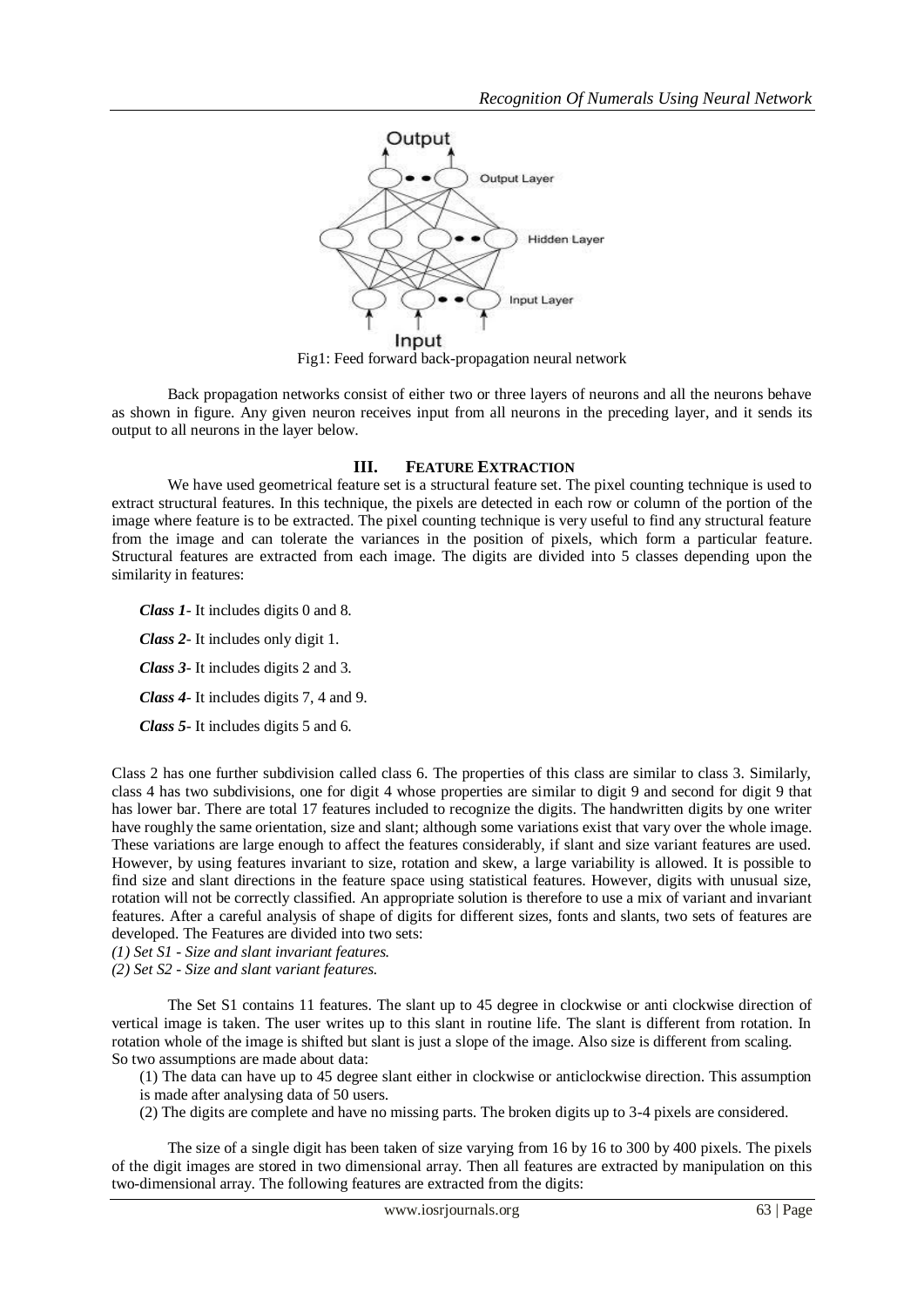Fig1: Feed forward back-propagation neural network

Back propagation networks consist of either two or three layers of neurons and all the neurons behave as shown in figure. Any given neuron receives input from all neurons in the preceding layer, and it sends its output to all neurons in the layer below.

## III. FEATURE EXTRACTION

We have used geometrical feature set is a structural feature set. The pixel counting technique is used to extract structural features. In this technique, the pixels are detected in each row or column of the portion of the image where feature is to be extracted. The pixel counting technique is very useful to find any structural feature from the image and can tolerate the variances in the position of pixels, which form a particular feature. Structural features are extracted from each image. The digits are divided into 5 classes depending upon the similarity in features:

***Class 1***- It includes digits 0 and 8.

***Class 2***- It includes only digit 1.

***Class 3***- It includes digits 2 and 3.

***Class 4***- It includes digits 7, 4 and 9.

***Class 5***- It includes digits 5 and 6.

Class 2 has one further subdivision called class 6. The properties of this class are similar to class 3. Similarly, class 4 has two subdivisions, one for digit 4 whose properties are similar to digit 9 and second for digit 9 that has lower bar. There are total 17 features included to recognize the digits. The handwritten digits by one writer have roughly the same orientation, size and slant; although some variations exist that vary over the whole image. These variations are large enough to affect the features considerably, if slant and size variant features are used. However, by using features invariant to size, rotation and skew, a large variability is allowed. It is possible to find size and slant directions in the feature space using statistical features. However, digits with unusual size, rotation will not be correctly classified. An appropriate solution is therefore to use a mix of variant and invariant features. After a careful analysis of shape of digits for different sizes, fonts and slants, two sets of features are developed. The Features are divided into two sets:

*(1) Set S1 - Size and slant invariant features.*

*(2) Set S2 - Size and slant variant features.*

The Set S1 contains 11 features. The slant up to 45 degree in clockwise or anti clockwise direction of vertical image is taken. The user writes up to this slant in routine life. The slant is different from rotation. In rotation whole of the image is shifted but slant is just a slope of the image. Also size is different from scaling.
So two assumptions are made about data:

(1) The data can have up to 45 degree slant either in clockwise or anticlockwise direction. This assumption is made after analysing data of 50 users.

(2) The digits are complete and have no missing parts. The broken digits up to 3-4 pixels are considered.

The size of a single digit has been taken of size varying from 16 by 16 to 300 by 400 pixels. The pixels of the digit images are stored in two dimensional array. Then all features are extracted by manipulation on this two-dimensional array. The following features are extracted from the digits: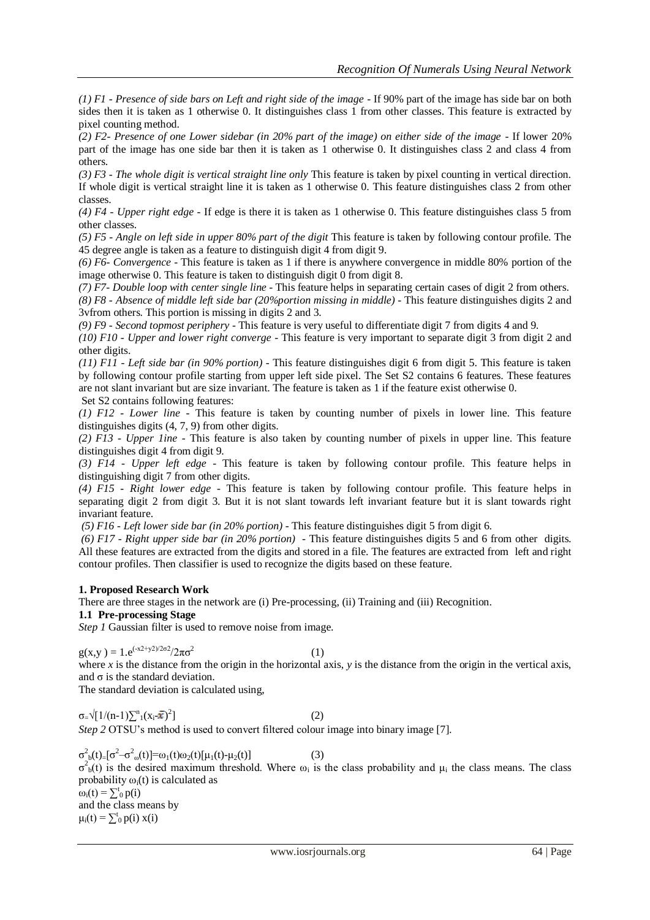*(1) F1 - Presence of side bars on Left and right side of the image* - If 90% part of the image has side bar on both sides then it is taken as 1 otherwise 0. It distinguishes class 1 from other classes. This feature is extracted by pixel counting method.

*(2) F2- Presence of one Lower sidebar (in 20% part of the image) on either side of the image* - If lower 20% part of the image has one side bar then it is taken as 1 otherwise 0. It distinguishes class 2 and class 4 from others.

*(3) F3 - The whole digit is vertical straight line only* This feature is taken by pixel counting in vertical direction. If whole digit is vertical straight line it is taken as 1 otherwise 0. This feature distinguishes class 2 from other classes.

*(4) F4 - Upper right edge* - If edge is there it is taken as 1 otherwise 0. This feature distinguishes class 5 from other classes.

*(5) F5 - Angle on left side in upper 80% part of the digit* This feature is taken by following contour profile. The 45 degree angle is taken as a feature to distinguish digit 4 from digit 9.

*(6) F6- Convergence* - This feature is taken as 1 if there is anywhere convergence in middle 80% portion of the image otherwise 0. This feature is taken to distinguish digit 0 from digit 8.

*(7) F7- Double loop with center single line* - This feature helps in separating certain cases of digit 2 from others.

*(8) F8 - Absence of middle left side bar (20%portion missing in middle)* - This feature distinguishes digits 2 and 3vfrom others. This portion is missing in digits 2 and 3.

*(9) F9 - Second topmost periphery* - This feature is very useful to differentiate digit 7 from digits 4 and 9.

*(10) F10 - Upper and lower right converge* - This feature is very important to separate digit 3 from digit 2 and other digits.

*(11) F11 - Left side bar (in 90% portion)* - This feature distinguishes digit 6 from digit 5. This feature is taken by following contour profile starting from upper left side pixel. The Set S2 contains 6 features. These features are not slant invariant but are size invariant. The feature is taken as 1 if the feature exist otherwise 0.

Set S2 contains following features:

*(1) F12 - Lower line* - This feature is taken by counting number of pixels in lower line. This feature distinguishes digits (4, 7, 9) from other digits.

*(2) F13 - Upper 1ine* - This feature is also taken by counting number of pixels in upper line. This feature distinguishes digit 4 from digit 9.

*(3) F14 - Upper left edge* - This feature is taken by following contour profile. This feature helps in distinguishing digit 7 from other digits.

*(4) F15 - Right lower edge* - This feature is taken by following contour profile. This feature helps in separating digit 2 from digit 3. But it is not slant towards left invariant feature but it is slant towards right invariant feature.

*(5) F16 - Left lower side bar (in 20% portion)* - This feature distinguishes digit 5 from digit 6.

*(6) F17 - Right upper side bar (in 20% portion)* - This feature distinguishes digits 5 and 6 from other digits. All these features are extracted from the digits and stored in a file. The features are extracted from left and right contour profiles. Then classifier is used to recognize the digits based on these feature.

## 1. Proposed Research Work

There are three stages in the network are (i) Pre-processing, (ii) Training and (iii) Recognition.

### 1.1 Pre-processing Stage

*Step 1* Gaussian filter is used to remove noise from image.

$$g(x,y) = 1.e^{(-x2+y2)/2\sigma 2}/2\pi\sigma^2 \quad (1)$$

where *x* is the distance from the origin in the horizontal axis, *y* is the distance from the origin in the vertical axis, and $\sigma$ is the standard deviation.

The standard deviation is calculated using,

$$\sigma = \sqrt{[1/(n-1)\sum_{1}^{n}(x_i-\bar{x})^2]} \quad (2)$$

*Step 2* OTSU's method is used to convert filtered colour image into binary image [7].

$$\sigma^2_b(t) = [\sigma^2 - \sigma^2_\omega(t)] = \omega_1(t)\omega_2(t)[\mu_1(t)-\mu_2(t)] \quad (3)$$

$\sigma^2_b(t)$ is the desired maximum threshold. Where $\omega_i$ is the class probability and $\mu_i$ the class means. The class probability $\omega_i(t)$ is calculated as

$\omega_i(t) = \sum_0^t p(i)$

and the class means by

$\mu_i(t) = \sum_0^t p(i)\, x(i)$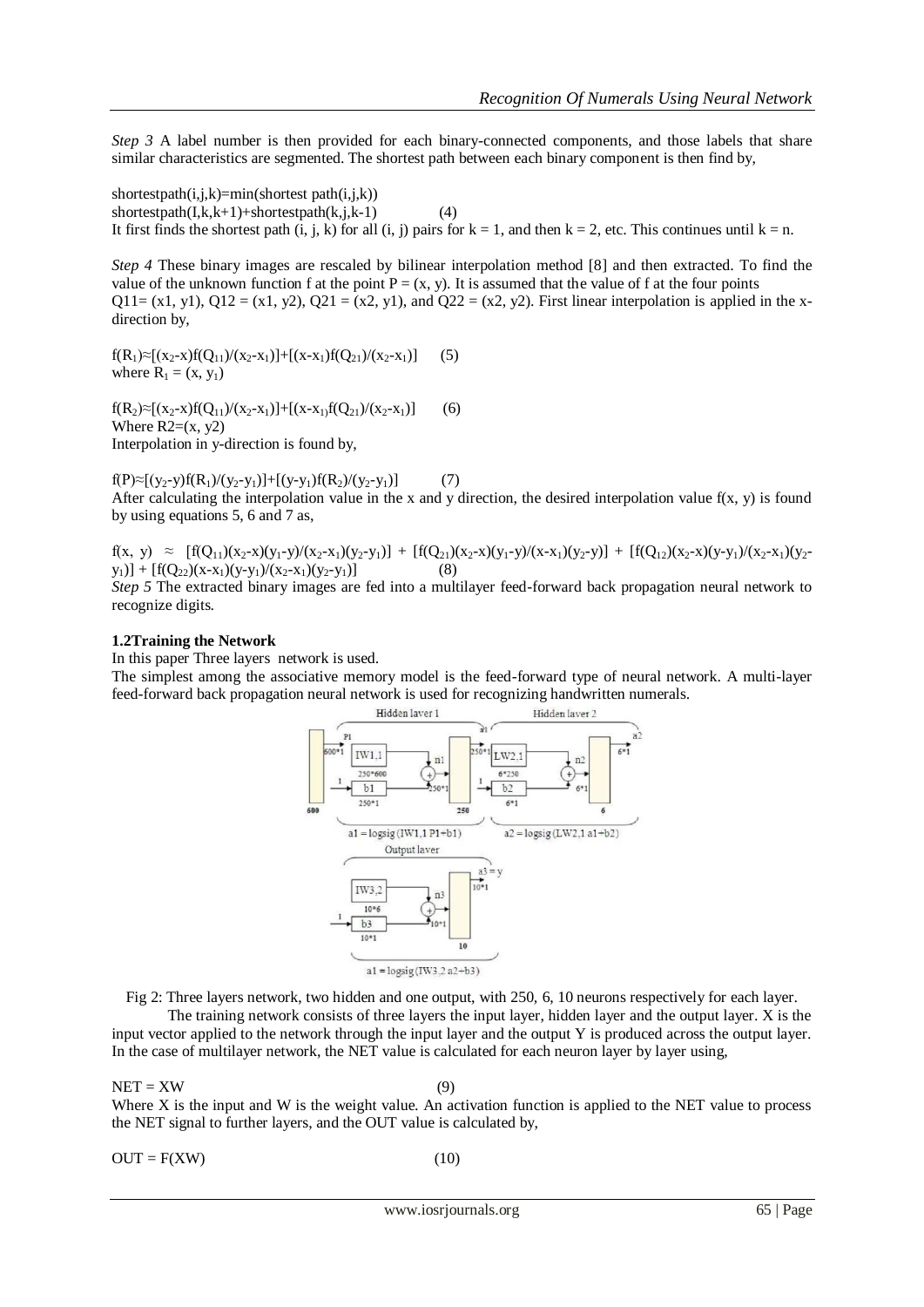*Step 3* A label number is then provided for each binary-connected components, and those labels that share similar characteristics are segmented. The shortest path between each binary component is then find by,

shortestpath(i,j,k)=min(shortest path(i,j,k))
shortestpath(I,k,k+1)+shortestpath(k,j,k-1) (4)

It first finds the shortest path (i, j, k) for all (i, j) pairs for k = 1, and then k = 2, etc. This continues until k = n.

*Step 4* These binary images are rescaled by bilinear interpolation method [8] and then extracted. To find the value of the unknown function f at the point P = (x, y). It is assumed that the value of f at the four points Q11= (x1, y1), Q12 = (x1, y2), Q21 = (x2, y1), and Q22 = (x2, y2). First linear interpolation is applied in the x-direction by,

$$f(R_1)\approx[(x_2-x)f(Q_{11})/(x_2-x_1)]+[(x-x_1)f(Q_{21})/(x_2-x_1)] \quad (5)$$

where $R_1 = (x, y_1)$

$$f(R_2)\approx[(x_2-x)f(Q_{11})/(x_2-x_1)]+[(x-x_1)f(Q_{21})/(x_2-x_1)] \quad (6)$$

Where R2=(x, y2)

Interpolation in y-direction is found by,

$$f(P)\approx[(y_2-y)f(R_1)/(y_2-y_1)]+[(y-y_1)f(R_2)/(y_2-y_1)] \quad (7)$$

After calculating the interpolation value in the x and y direction, the desired interpolation value f(x, y) is found by using equations 5, 6 and 7 as,

$$f(x, y) \approx [f(Q_{11})(x_2-x)(y_1-y)/(x_2-x_1)(y_2-y_1)] + [f(Q_{21})(x_2-x)(y_1-y)/(x-x_1)(y_2-y)] + [f(Q_{12})(x_2-x)(y-y_1)/(x_2-x_1)(y_2-y_1)] + [f(Q_{22})(x-x_1)(y-y_1)/(x_2-x_1)(y_2-y_1)] \quad (8)$$

*Step 5* The extracted binary images are fed into a multilayer feed-forward back propagation neural network to recognize digits.

### 1.2Training the Network

In this paper Three layers network is used.

The simplest among the associative memory model is the feed-forward type of neural network. A multi-layer feed-forward back propagation neural network is used for recognizing handwritten numerals.

Fig 2: Three layers network, two hidden and one output, with 250, 6, 10 neurons respectively for each layer.

The training network consists of three layers the input layer, hidden layer and the output layer. X is the input vector applied to the network through the input layer and the output Y is produced across the output layer. In the case of multilayer network, the NET value is calculated for each neuron layer by layer using,

$$NET = XW \quad (9)$$

Where X is the input and W is the weight value. An activation function is applied to the NET value to process the NET signal to further layers, and the OUT value is calculated by,

$$OUT = F(XW) \quad (10)$$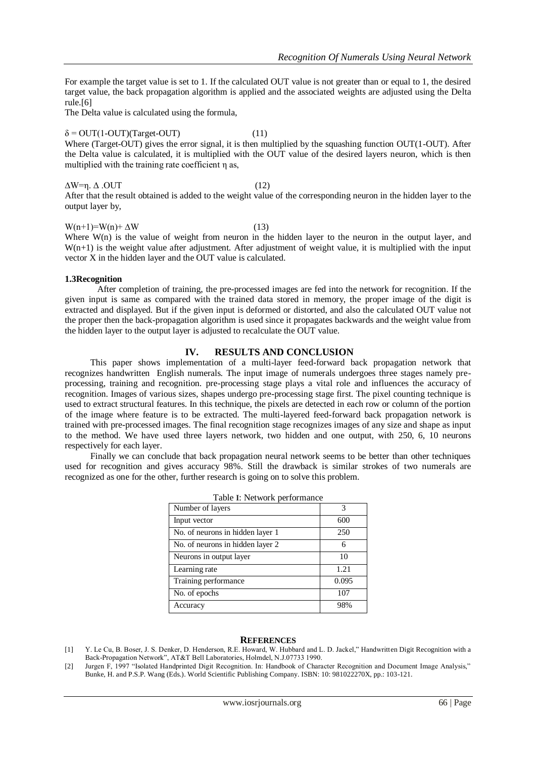For example the target value is set to 1. If the calculated OUT value is not greater than or equal to 1, the desired target value, the back propagation algorithm is applied and the associated weights are adjusted using the Delta rule.[6]

The Delta value is calculated using the formula,

$$\delta = OUT(1-OUT)(Target-OUT) \quad (11)$$

Where (Target-OUT) gives the error signal, it is then multiplied by the squashing function OUT(1-OUT). After the Delta value is calculated, it is multiplied with the OUT value of the desired layers neuron, which is then multiplied with the training rate coefficient η as,

$$\Delta W=\eta.\ \Delta\ .OUT \quad (12)$$

After that the result obtained is added to the weight value of the corresponding neuron in the hidden layer to the output layer by,

$$W(n+1)=W(n)+\Delta W \quad (13)$$

Where W(n) is the value of weight from neuron in the hidden layer to the neuron in the output layer, and W(n+1) is the weight value after adjustment. After adjustment of weight value, it is multiplied with the input vector X in the hidden layer and the OUT value is calculated.

### 1.3Recognition

After completion of training, the pre-processed images are fed into the network for recognition. If the given input is same as compared with the trained data stored in memory, the proper image of the digit is extracted and displayed. But if the given input is deformed or distorted, and also the calculated OUT value not the proper then the back-propagation algorithm is used since it propagates backwards and the weight value from the hidden layer to the output layer is adjusted to recalculate the OUT value.

## IV. RESULTS AND CONCLUSION

This paper shows implementation of a multi-layer feed-forward back propagation network that recognizes handwritten English numerals. The input image of numerals undergoes three stages namely pre-processing, training and recognition. pre-processing stage plays a vital role and influences the accuracy of recognition. Images of various sizes, shapes undergo pre-processing stage first. The pixel counting technique is used to extract structural features. In this technique, the pixels are detected in each row or column of the portion of the image where feature is to be extracted. The multi-layered feed-forward back propagation network is trained with pre-processed images. The final recognition stage recognizes images of any size and shape as input to the method. We have used three layers network, two hidden and one output, with 250, 6, 10 neurons respectively for each layer.

Finally we can conclude that back propagation neural network seems to be better than other techniques used for recognition and gives accuracy 98%. Still the drawback is similar strokes of two numerals are recognized as one for the other, further research is going on to solve this problem.

Table I: Network performance

| Parameter | Value |
|---|---|
| Number of layers | 3 |
| Input vector | 600 |
| No. of neurons in hidden layer 1 | 250 |
| No. of neurons in hidden layer 2 | 6 |
| Neurons in output layer | 10 |
| Learning rate | 1.21 |
| Training performance | 0.095 |
| No. of epochs | 107 |
| Accuracy | 98% |

## REFERENCES

[1] Y. Le Cu, B. Boser, J. S. Denker, D. Henderson, R.E. Howard, W. Hubbard and L. D. Jackel," Handwritten Digit Recognition with a Back-Propagation Network", AT&T Bell Laboratories, Holmdel, N.J.07733 1990.

[2] Jurgen F, 1997 "Isolated Handprinted Digit Recognition. In: Handbook of Character Recognition and Document Image Analysis," Bunke, H. and P.S.P. Wang (Eds.). World Scientific Publishing Company. ISBN: 10: 981022270X, pp.: 103-121.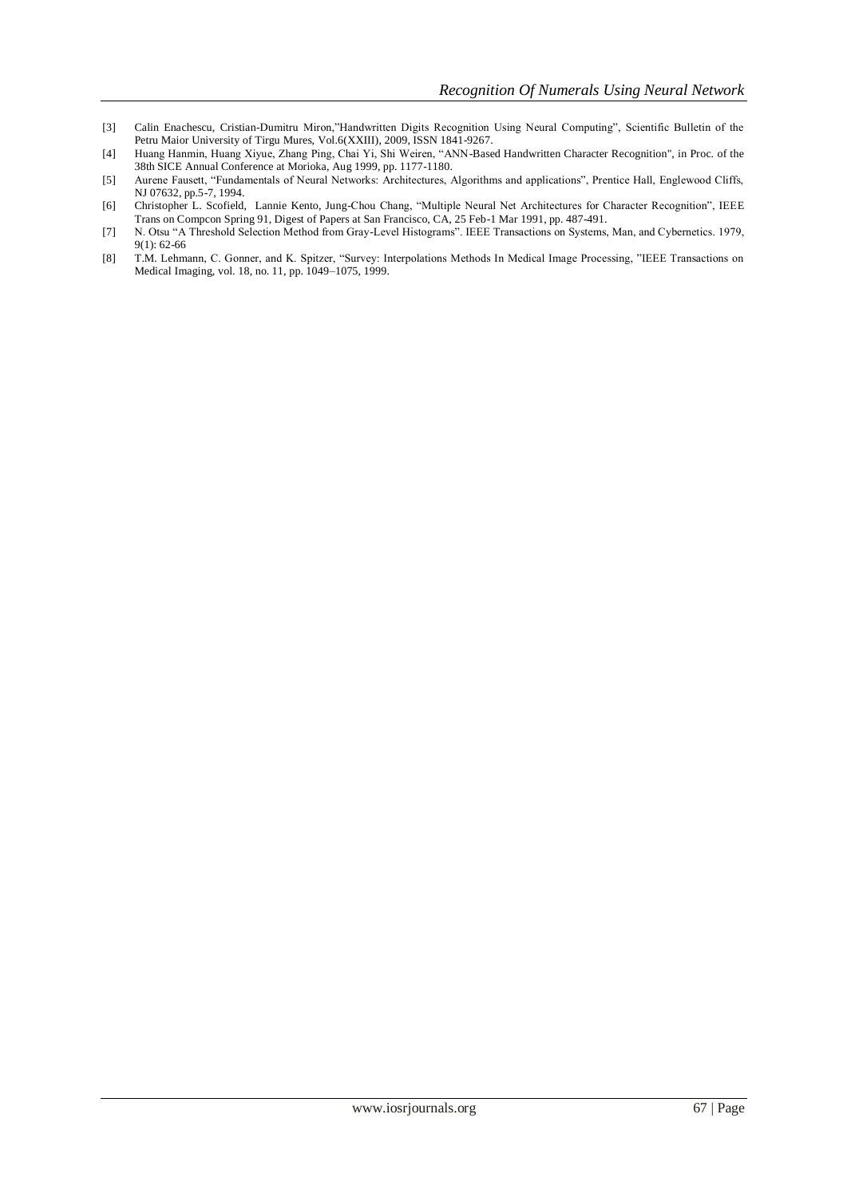[3] Calin Enachescu, Cristian-Dumitru Miron,"Handwritten Digits Recognition Using Neural Computing", Scientific Bulletin of the Petru Maior University of Tirgu Mures, Vol.6(XXIII), 2009, ISSN 1841-9267.

[4] Huang Hanmin, Huang Xiyue, Zhang Ping, Chai Yi, Shi Weiren, "ANN-Based Handwritten Character Recognition", in Proc. of the 38th SICE Annual Conference at Morioka, Aug 1999, pp. 1177-1180.

[5] Aurene Fausett, "Fundamentals of Neural Networks: Architectures, Algorithms and applications", Prentice Hall, Englewood Cliffs, NJ 07632, pp.5-7, 1994.

[6] Christopher L. Scofield, Lannie Kento, Jung-Chou Chang, "Multiple Neural Net Architectures for Character Recognition", IEEE Trans on Compcon Spring 91, Digest of Papers at San Francisco, CA, 25 Feb-1 Mar 1991, pp. 487-491.

[7] N. Otsu "A Threshold Selection Method from Gray-Level Histograms". IEEE Transactions on Systems, Man, and Cybernetics. 1979, 9(1): 62-66

[8] T.M. Lehmann, C. Gonner, and K. Spitzer, "Survey: Interpolations Methods In Medical Image Processing, "IEEE Transactions on Medical Imaging, vol. 18, no. 11, pp. 1049–1075, 1999.